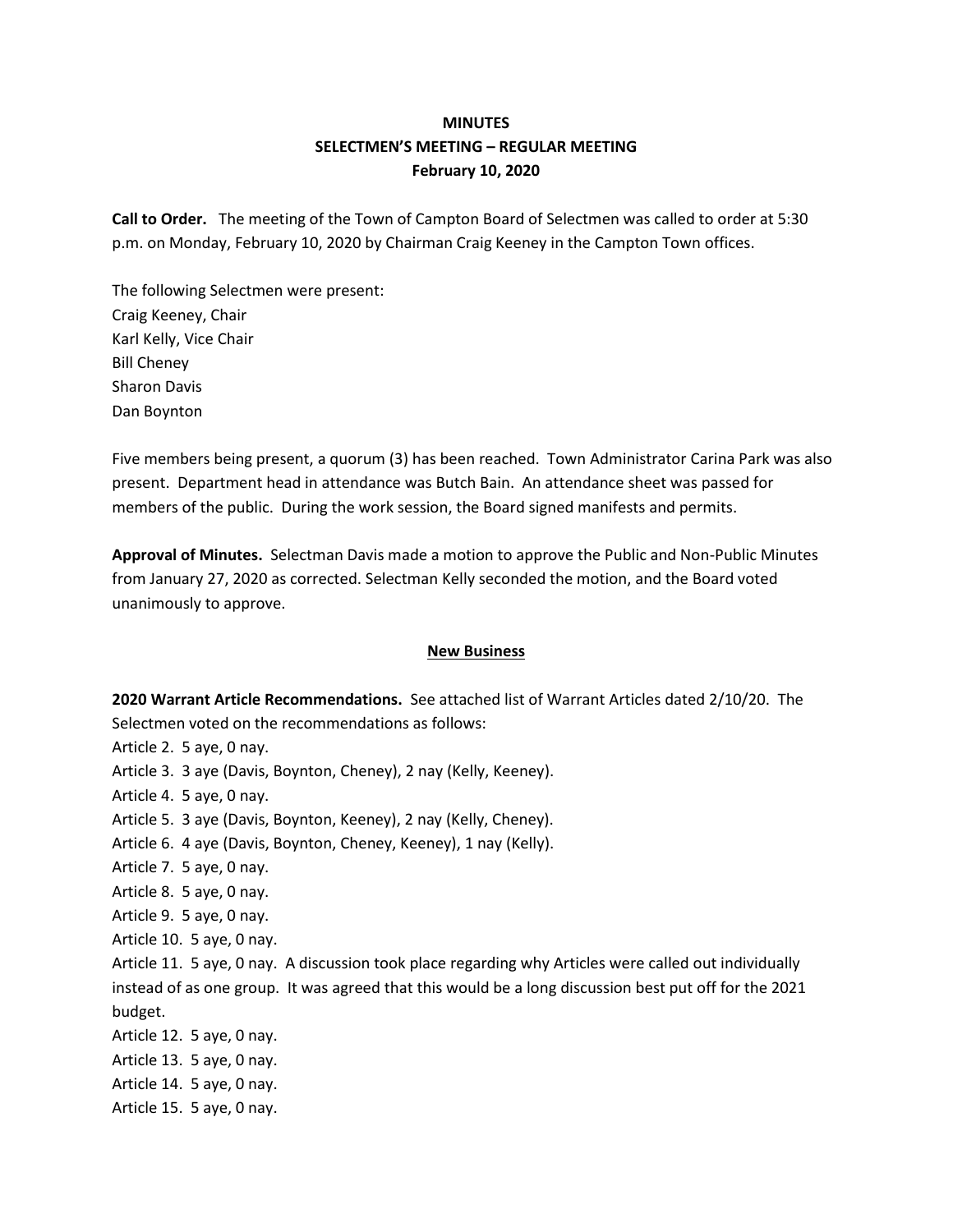**MINUTES**
**SELECTMEN'S MEETING – REGULAR MEETING**
**February 10, 2020**

**Call to Order.** The meeting of the Town of Campton Board of Selectmen was called to order at 5:30 p.m. on Monday, February 10, 2020 by Chairman Craig Keeney in the Campton Town offices.

The following Selectmen were present:
Craig Keeney, Chair
Karl Kelly, Vice Chair
Bill Cheney
Sharon Davis
Dan Boynton

Five members being present, a quorum (3) has been reached. Town Administrator Carina Park was also present. Department head in attendance was Butch Bain. An attendance sheet was passed for members of the public. During the work session, the Board signed manifests and permits.

**Approval of Minutes.** Selectman Davis made a motion to approve the Public and Non-Public Minutes from January 27, 2020 as corrected. Selectman Kelly seconded the motion, and the Board voted unanimously to approve.

**New Business**

**2020 Warrant Article Recommendations.** See attached list of Warrant Articles dated 2/10/20. The Selectmen voted on the recommendations as follows:
Article 2. 5 aye, 0 nay.
Article 3. 3 aye (Davis, Boynton, Cheney), 2 nay (Kelly, Keeney).
Article 4. 5 aye, 0 nay.
Article 5. 3 aye (Davis, Boynton, Keeney), 2 nay (Kelly, Cheney).
Article 6. 4 aye (Davis, Boynton, Cheney, Keeney), 1 nay (Kelly).
Article 7. 5 aye, 0 nay.
Article 8. 5 aye, 0 nay.
Article 9. 5 aye, 0 nay.
Article 10. 5 aye, 0 nay.
Article 11. 5 aye, 0 nay. A discussion took place regarding why Articles were called out individually instead of as one group. It was agreed that this would be a long discussion best put off for the 2021 budget.
Article 12. 5 aye, 0 nay.
Article 13. 5 aye, 0 nay.
Article 14. 5 aye, 0 nay.
Article 15. 5 aye, 0 nay.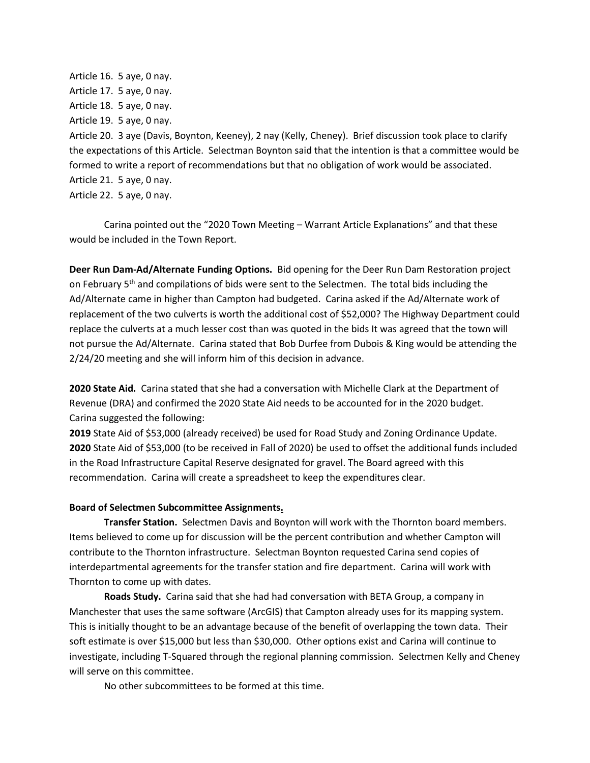Article 16. 5 aye, 0 nay.
Article 17. 5 aye, 0 nay.
Article 18. 5 aye, 0 nay.
Article 19. 5 aye, 0 nay.
Article 20. 3 aye (Davis, Boynton, Keeney), 2 nay (Kelly, Cheney). Brief discussion took place to clarify the expectations of this Article. Selectman Boynton said that the intention is that a committee would be formed to write a report of recommendations but that no obligation of work would be associated.
Article 21. 5 aye, 0 nay.
Article 22. 5 aye, 0 nay.

Carina pointed out the "2020 Town Meeting – Warrant Article Explanations" and that these would be included in the Town Report.

**Deer Run Dam-Ad/Alternate Funding Options.** Bid opening for the Deer Run Dam Restoration project on February 5th and compilations of bids were sent to the Selectmen. The total bids including the Ad/Alternate came in higher than Campton had budgeted. Carina asked if the Ad/Alternate work of replacement of the two culverts is worth the additional cost of $52,000? The Highway Department could replace the culverts at a much lesser cost than was quoted in the bids It was agreed that the town will not pursue the Ad/Alternate. Carina stated that Bob Durfee from Dubois & King would be attending the 2/24/20 meeting and she will inform him of this decision in advance.

**2020 State Aid.** Carina stated that she had a conversation with Michelle Clark at the Department of Revenue (DRA) and confirmed the 2020 State Aid needs to be accounted for in the 2020 budget. Carina suggested the following:
**2019** State Aid of $53,000 (already received) be used for Road Study and Zoning Ordinance Update.
**2020** State Aid of $53,000 (to be received in Fall of 2020) be used to offset the additional funds included in the Road Infrastructure Capital Reserve designated for gravel. The Board agreed with this recommendation. Carina will create a spreadsheet to keep the expenditures clear.

**Board of Selectmen Subcommittee Assignments.**

**Transfer Station.** Selectmen Davis and Boynton will work with the Thornton board members. Items believed to come up for discussion will be the percent contribution and whether Campton will contribute to the Thornton infrastructure. Selectman Boynton requested Carina send copies of interdepartmental agreements for the transfer station and fire department. Carina will work with Thornton to come up with dates.

**Roads Study.** Carina said that she had had conversation with BETA Group, a company in Manchester that uses the same software (ArcGIS) that Campton already uses for its mapping system. This is initially thought to be an advantage because of the benefit of overlapping the town data. Their soft estimate is over $15,000 but less than $30,000. Other options exist and Carina will continue to investigate, including T-Squared through the regional planning commission. Selectmen Kelly and Cheney will serve on this committee.

No other subcommittees to be formed at this time.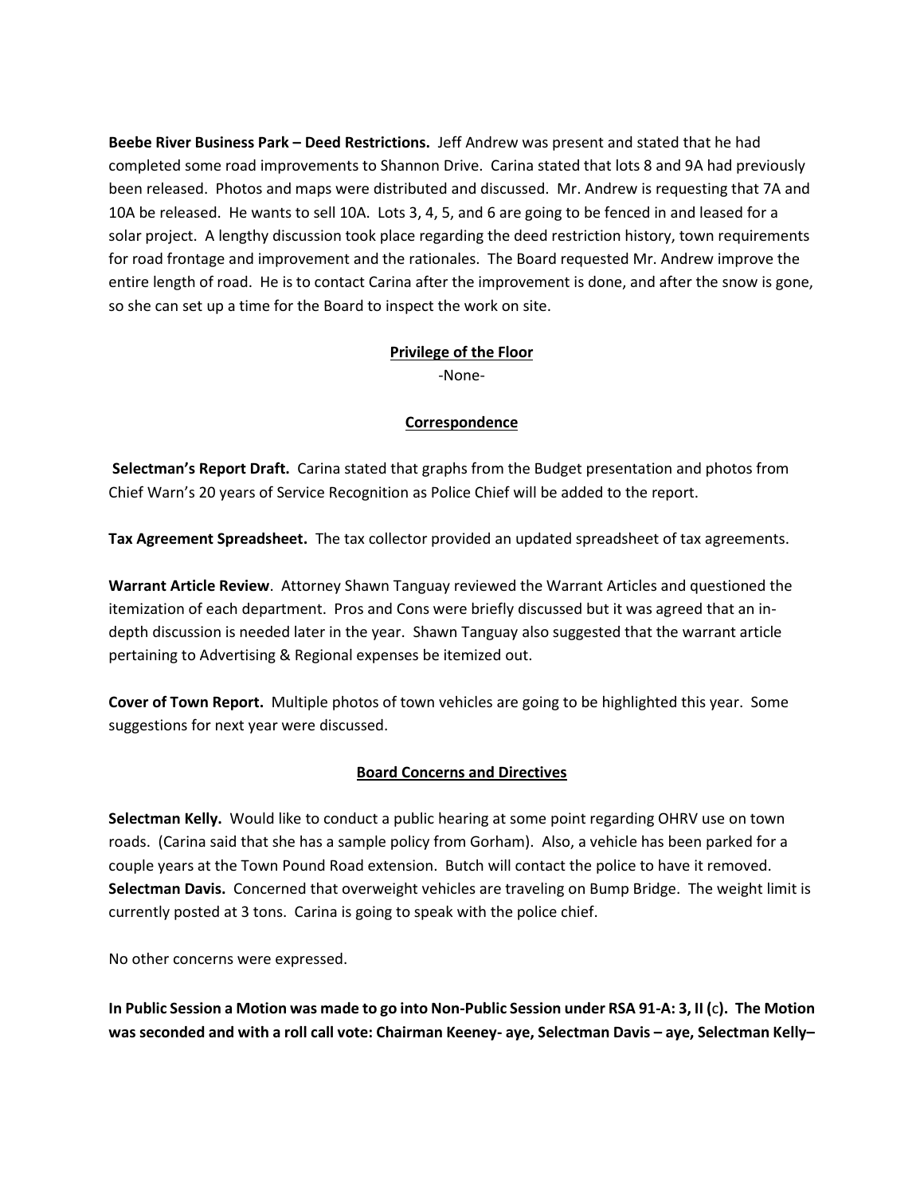**Beebe River Business Park – Deed Restrictions.** Jeff Andrew was present and stated that he had completed some road improvements to Shannon Drive. Carina stated that lots 8 and 9A had previously been released. Photos and maps were distributed and discussed. Mr. Andrew is requesting that 7A and 10A be released. He wants to sell 10A. Lots 3, 4, 5, and 6 are going to be fenced in and leased for a solar project. A lengthy discussion took place regarding the deed restriction history, town requirements for road frontage and improvement and the rationales. The Board requested Mr. Andrew improve the entire length of road. He is to contact Carina after the improvement is done, and after the snow is gone, so she can set up a time for the Board to inspect the work on site.

## Privilege of the Floor

-None-

## Correspondence

**Selectman's Report Draft.** Carina stated that graphs from the Budget presentation and photos from Chief Warn's 20 years of Service Recognition as Police Chief will be added to the report.

**Tax Agreement Spreadsheet.** The tax collector provided an updated spreadsheet of tax agreements.

**Warrant Article Review**. Attorney Shawn Tanguay reviewed the Warrant Articles and questioned the itemization of each department. Pros and Cons were briefly discussed but it was agreed that an in-depth discussion is needed later in the year. Shawn Tanguay also suggested that the warrant article pertaining to Advertising & Regional expenses be itemized out.

**Cover of Town Report.** Multiple photos of town vehicles are going to be highlighted this year. Some suggestions for next year were discussed.

## Board Concerns and Directives

**Selectman Kelly.** Would like to conduct a public hearing at some point regarding OHRV use on town roads. (Carina said that she has a sample policy from Gorham). Also, a vehicle has been parked for a couple years at the Town Pound Road extension. Butch will contact the police to have it removed.
**Selectman Davis.** Concerned that overweight vehicles are traveling on Bump Bridge. The weight limit is currently posted at 3 tons. Carina is going to speak with the police chief.

No other concerns were expressed.

**In Public Session a Motion was made to go into Non-Public Session under RSA 91-A: 3, II (c). The Motion was seconded and with a roll call vote: Chairman Keeney- aye, Selectman Davis – aye, Selectman Kelly–**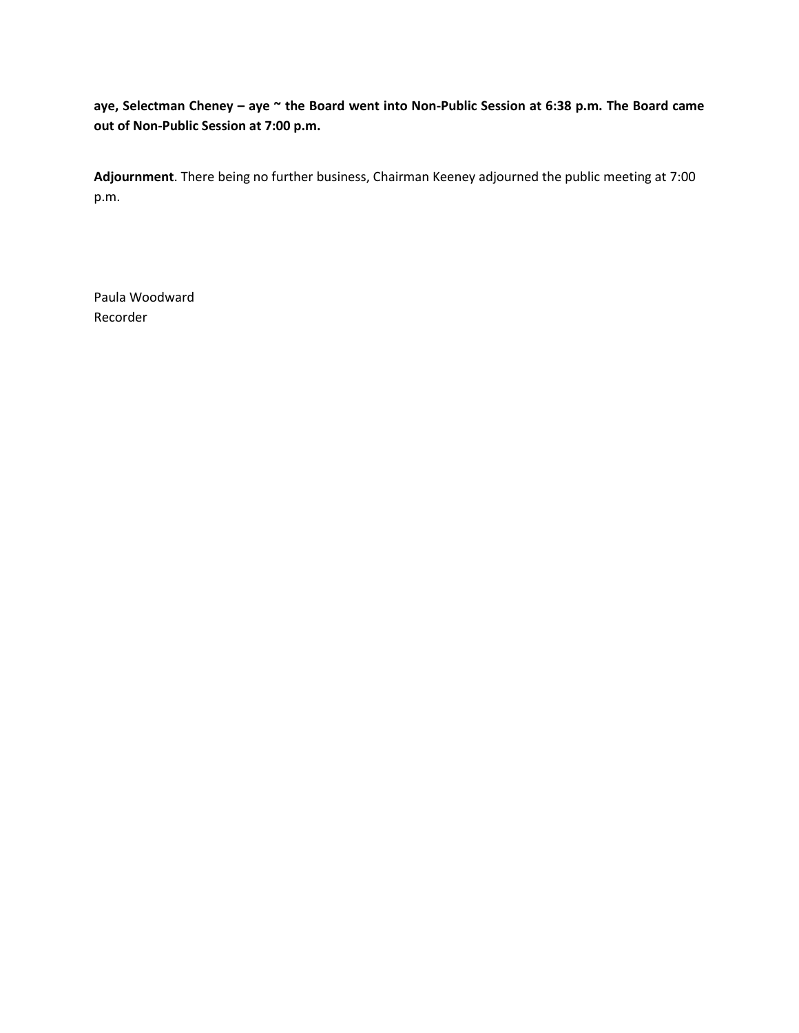**aye, Selectman Cheney – aye ~ the Board went into Non-Public Session at 6:38 p.m. The Board came out of Non-Public Session at 7:00 p.m.**

**Adjournment**. There being no further business, Chairman Keeney adjourned the public meeting at 7:00 p.m.

Paula Woodward
Recorder